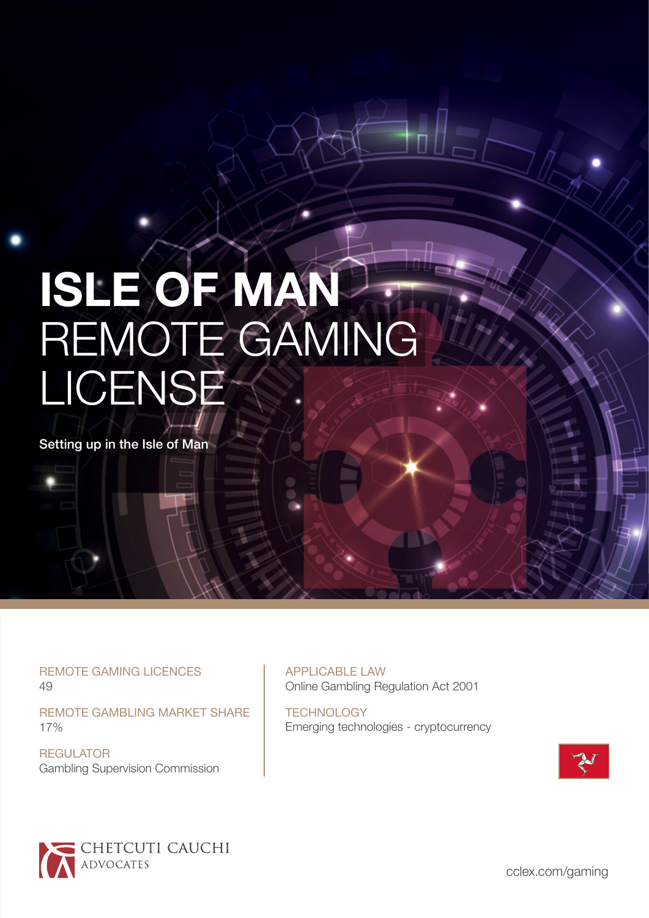# ISLE OF MAN REMOTE GAMING LICENSE

Setting up in the Isle of Man

REMOTE GAMING LICENCES
49

REMOTE GAMBLING MARKET SHARE
17%

REGULATOR
Gambling Supervision Commission

APPLICABLE LAW
Online Gambling Regulation Act 2001

TECHNOLOGY
Emerging technologies - cryptocurrency

CHETCUTI CAUCHI
ADVOCATES

cclex.com/gaming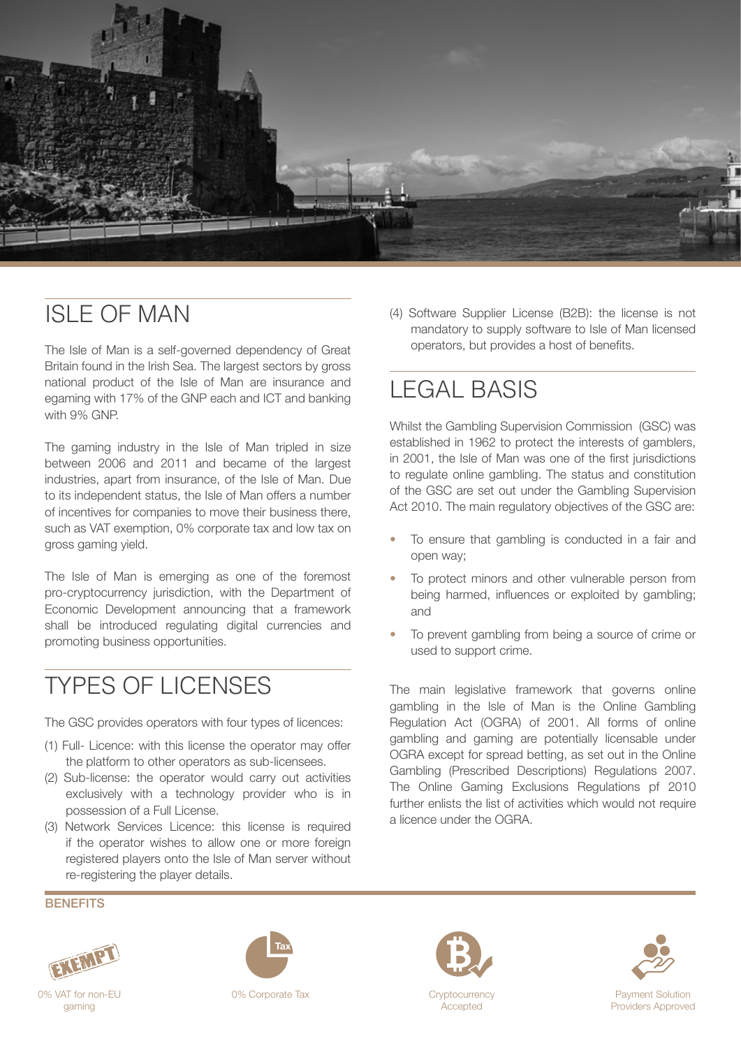# ISLE OF MAN

The Isle of Man is a self-governed dependency of Great Britain found in the Irish Sea. The largest sectors by gross national product of the Isle of Man are insurance and egaming with 17% of the GNP each and ICT and banking with 9% GNP.

The gaming industry in the Isle of Man tripled in size between 2006 and 2011 and became of the largest industries, apart from insurance, of the Isle of Man. Due to its independent status, the Isle of Man offers a number of incentives for companies to move their business there, such as VAT exemption, 0% corporate tax and low tax on gross gaming yield.

The Isle of Man is emerging as one of the foremost pro-cryptocurrency jurisdiction, with the Department of Economic Development announcing that a framework shall be introduced regulating digital currencies and promoting business opportunities.

# TYPES OF LICENSES

The GSC provides operators with four types of licences:

(1) Full- Licence: with this license the operator may offer the platform to other operators as sub-licensees.

(2) Sub-license: the operator would carry out activities exclusively with a technology provider who is in possession of a Full License.

(3) Network Services Licence: this license is required if the operator wishes to allow one or more foreign registered players onto the Isle of Man server without re-registering the player details.

(4) Software Supplier License (B2B): the license is not mandatory to supply software to Isle of Man licensed operators, but provides a host of benefits.

# LEGAL BASIS

Whilst the Gambling Supervision Commission (GSC) was established in 1962 to protect the interests of gamblers, in 2001, the Isle of Man was one of the first jurisdictions to regulate online gambling. The status and constitution of the GSC are set out under the Gambling Supervision Act 2010. The main regulatory objectives of the GSC are:

- To ensure that gambling is conducted in a fair and open way;
- To protect minors and other vulnerable person from being harmed, influences or exploited by gambling; and
- To prevent gambling from being a source of crime or used to support crime.

The main legislative framework that governs online gambling in the Isle of Man is the Online Gambling Regulation Act (OGRA) of 2001. All forms of online gambling and gaming are potentially licensable under OGRA except for spread betting, as set out in the Online Gambling (Prescribed Descriptions) Regulations 2007. The Online Gaming Exclusions Regulations pf 2010 further enlists the list of activities which would not require a licence under the OGRA.

## BENEFITS

- 0% VAT for non-EU gaming
- 0% Corporate Tax
- Cryptocurrency Accepted
- Payment Solution Providers Approved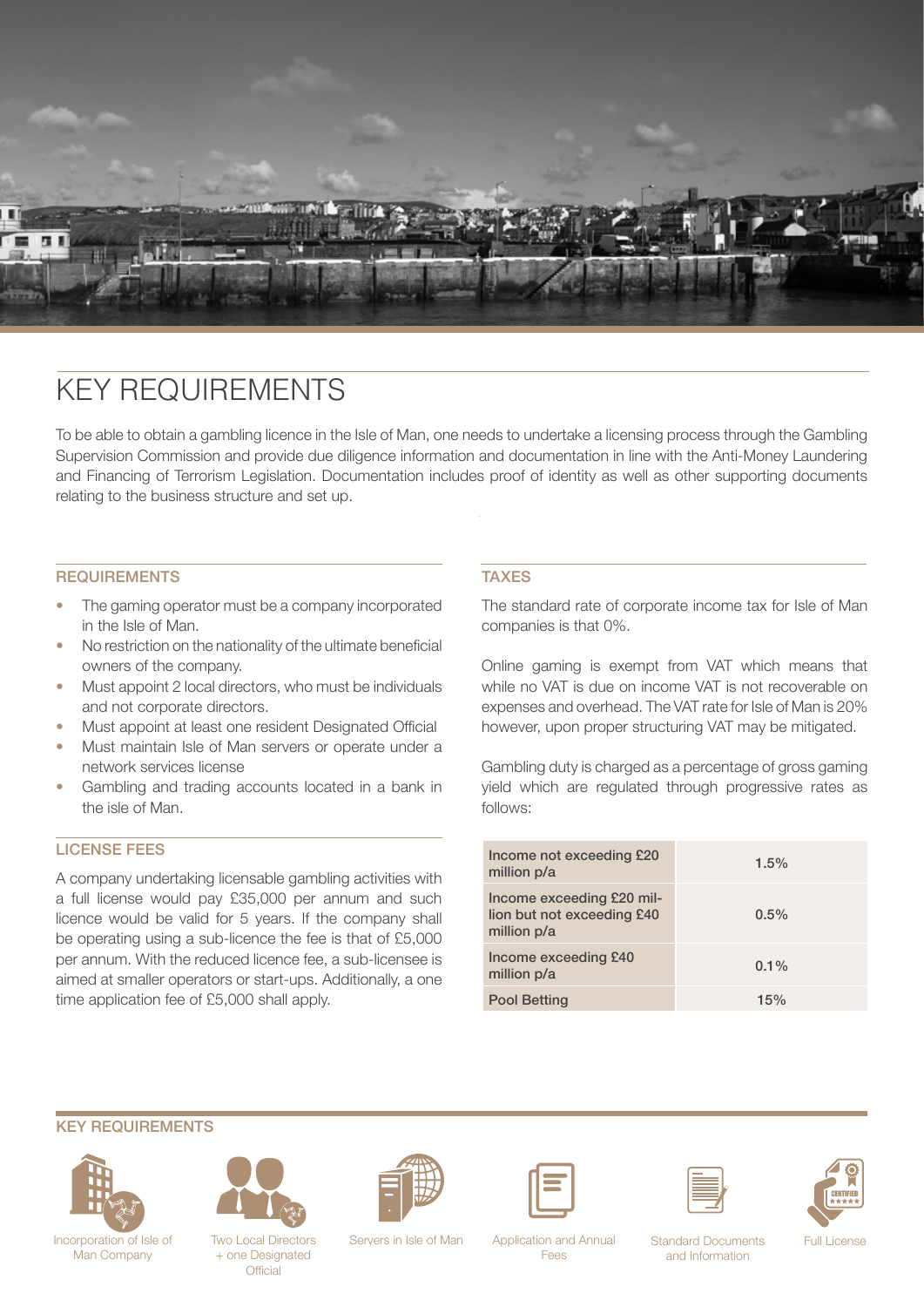# KEY REQUIREMENTS

To be able to obtain a gambling licence in the Isle of Man, one needs to undertake a licensing process through the Gambling Supervision Commission and provide due diligence information and documentation in line with the Anti-Money Laundering and Financing of Terrorism Legislation. Documentation includes proof of identity as well as other supporting documents relating to the business structure and set up.

## REQUIREMENTS

- The gaming operator must be a company incorporated in the Isle of Man.
- No restriction on the nationality of the ultimate beneficial owners of the company.
- Must appoint 2 local directors, who must be individuals and not corporate directors.
- Must appoint at least one resident Designated Official
- Must maintain Isle of Man servers or operate under a network services license
- Gambling and trading accounts located in a bank in the isle of Man.

## LICENSE FEES

A company undertaking licensable gambling activities with a full license would pay £35,000 per annum and such licence would be valid for 5 years. If the company shall be operating using a sub-licence the fee is that of £5,000 per annum. With the reduced licence fee, a sub-licensee is aimed at smaller operators or start-ups. Additionally, a one time application fee of £5,000 shall apply.

## TAXES

The standard rate of corporate income tax for Isle of Man companies is that 0%.

Online gaming is exempt from VAT which means that while no VAT is due on income VAT is not recoverable on expenses and overhead. The VAT rate for Isle of Man is 20% however, upon proper structuring VAT may be mitigated.

Gambling duty is charged as a percentage of gross gaming yield which are regulated through progressive rates as follows:

| | |
|---|---|
| Income not exceeding £20 million p/a | 1.5% |
| Income exceeding £20 million but not exceeding £40 million p/a | 0.5% |
| Income exceeding £40 million p/a | 0.1% |
| Pool Betting | 15% |

## KEY REQUIREMENTS

Incorporation of Isle of Man Company

Two Local Directors + one Designated Official

Servers in Isle of Man

Application and Annual Fees

Standard Documents and Information

Full License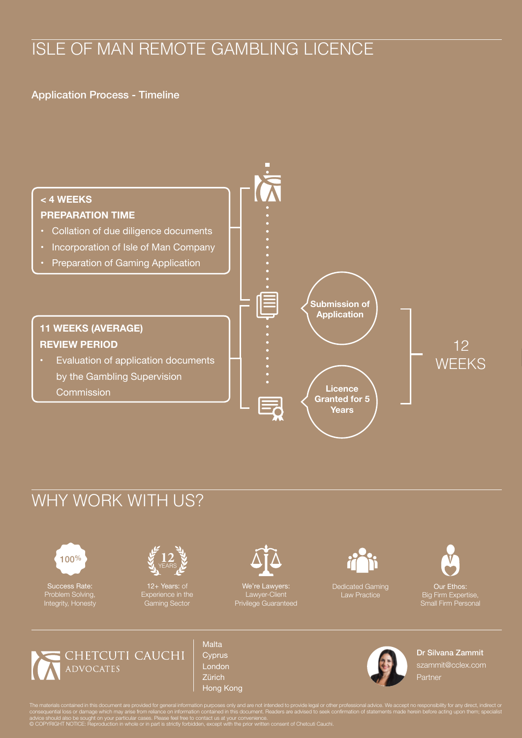# ISLE OF MAN REMOTE GAMBLING LICENCE

## Application Process - Timeline

**< 4 WEEKS**
**PREPARATION TIME**

- Collation of due diligence documents
- Incorporation of Isle of Man Company
- Preparation of Gaming Application

**Submission of Application**

**11 WEEKS (AVERAGE)**
**REVIEW PERIOD**

- Evaluation of application documents by the Gambling Supervision Commission

**Licence Granted for 5 Years**

12 WEEKS

# WHY WORK WITH US?

100%
Success Rate: Problem Solving, Integrity, Honesty

12 YEARS
12+ Years: of Experience in the Gaming Sector

We're Lawyers: Lawyer-Client Privilege Guaranteed

Dedicated Gaming Law Practice

Our Ethos: Big Firm Expertise, Small Firm Personal

CHETCUTI CAUCHI ADVOCATES

Malta
Cyprus
London
Zürich
Hong Kong

**Dr Silvana Zammit**
szammit@cclex.com
Partner

The materials contained in this document are provided for general information purposes only and are not intended to provide legal or other professional advice. We accept no responsibility for any direct, indirect or consequential loss or damage which may arise from reliance on information contained in this document. Readers are advised to seek confirmation of statements made herein before acting upon them; specialist advice should also be sought on your particular cases. Please feel free to contact us at your convenience.
© COPYRIGHT NOTICE: Reproduction in whole or in part is strictly forbidden, except with the prior written consent of Chetcuti Cauchi.